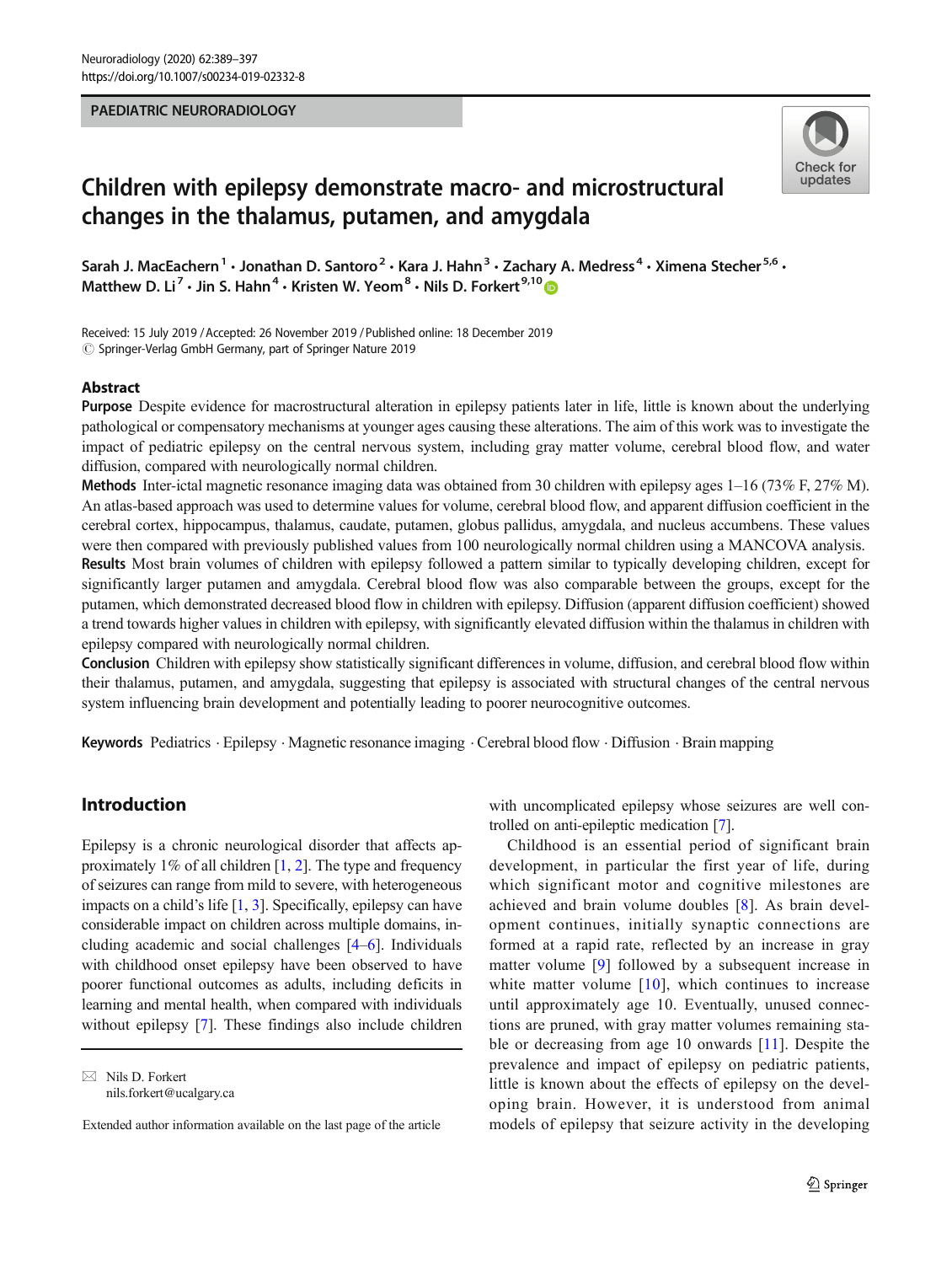PAEDIATRIC NEURORADIOLOGY

# Children with epilepsy demonstrate macro- and microstructural changes in the thalamus, putamen, and amygdala

Sarah J. MacEachern[1] · Jonathan D. Santoro[2] · Kara J. Hahn[3] · Zachary A. Medress[4] · Ximena Stecher[5,6] · Matthew D. Li[7] · Jin S. Hahn[4] · Kristen W. Yeom[8] · Nils D. Forkert[9,10]

Received: 15 July 2019 / Accepted: 26 November 2019 / Published online: 18 December 2019
© Springer-Verlag GmbH Germany, part of Springer Nature 2019

## Abstract

**Purpose** Despite evidence for macrostructural alteration in epilepsy patients later in life, little is known about the underlying pathological or compensatory mechanisms at younger ages causing these alterations. The aim of this work was to investigate the impact of pediatric epilepsy on the central nervous system, including gray matter volume, cerebral blood flow, and water diffusion, compared with neurologically normal children.

**Methods** Inter-ictal magnetic resonance imaging data was obtained from 30 children with epilepsy ages 1–16 (73% F, 27% M). An atlas-based approach was used to determine values for volume, cerebral blood flow, and apparent diffusion coefficient in the cerebral cortex, hippocampus, thalamus, caudate, putamen, globus pallidus, amygdala, and nucleus accumbens. These values were then compared with previously published values from 100 neurologically normal children using a MANCOVA analysis.

**Results** Most brain volumes of children with epilepsy followed a pattern similar to typically developing children, except for significantly larger putamen and amygdala. Cerebral blood flow was also comparable between the groups, except for the putamen, which demonstrated decreased blood flow in children with epilepsy. Diffusion (apparent diffusion coefficient) showed a trend towards higher values in children with epilepsy, with significantly elevated diffusion within the thalamus in children with epilepsy compared with neurologically normal children.

**Conclusion** Children with epilepsy show statistically significant differences in volume, diffusion, and cerebral blood flow within their thalamus, putamen, and amygdala, suggesting that epilepsy is associated with structural changes of the central nervous system influencing brain development and potentially leading to poorer neurocognitive outcomes.

**Keywords** Pediatrics · Epilepsy · Magnetic resonance imaging · Cerebral blood flow · Diffusion · Brain mapping

## Introduction

Epilepsy is a chronic neurological disorder that affects approximately 1% of all children [1, 2]. The type and frequency of seizures can range from mild to severe, with heterogeneous impacts on a child's life [1, 3]. Specifically, epilepsy can have considerable impact on children across multiple domains, including academic and social challenges [4–6]. Individuals with childhood onset epilepsy have been observed to have poorer functional outcomes as adults, including deficits in learning and mental health, when compared with individuals without epilepsy [7]. These findings also include children with uncomplicated epilepsy whose seizures are well controlled on anti-epileptic medication [7].

Childhood is an essential period of significant brain development, in particular the first year of life, during which significant motor and cognitive milestones are achieved and brain volume doubles [8]. As brain development continues, initially synaptic connections are formed at a rapid rate, reflected by an increase in gray matter volume [9] followed by a subsequent increase in white matter volume [10], which continues to increase until approximately age 10. Eventually, unused connections are pruned, with gray matter volumes remaining stable or decreasing from age 10 onwards [11]. Despite the prevalence and impact of epilepsy on pediatric patients, little is known about the effects of epilepsy on the developing brain. However, it is understood from animal models of epilepsy that seizure activity in the developing

✉ Nils D. Forkert
nils.forkert@ucalgary.ca

Extended author information available on the last page of the article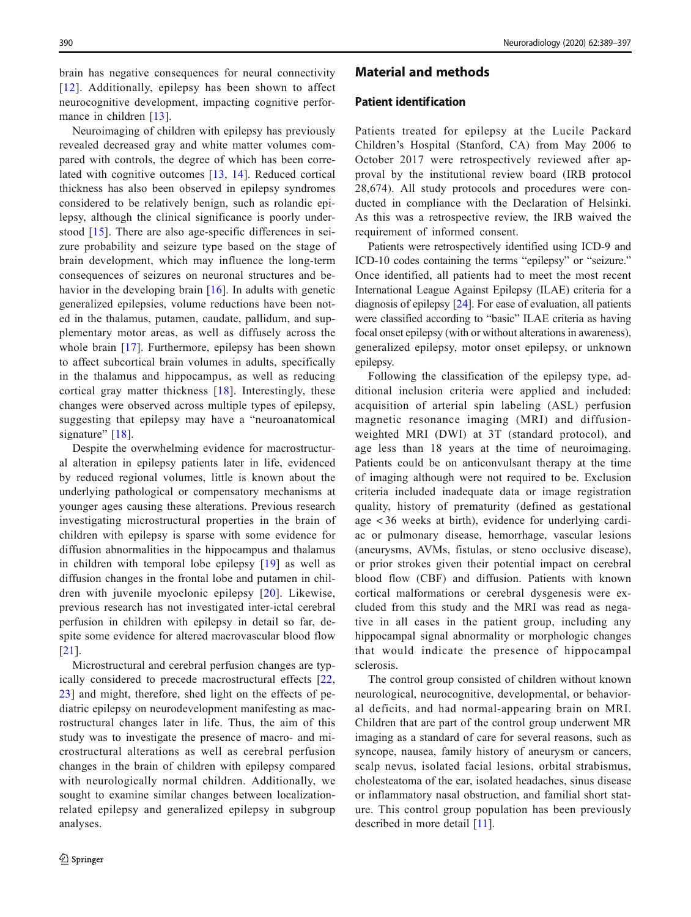brain has negative consequences for neural connectivity [12]. Additionally, epilepsy has been shown to affect neurocognitive development, impacting cognitive performance in children [13].

Neuroimaging of children with epilepsy has previously revealed decreased gray and white matter volumes compared with controls, the degree of which has been correlated with cognitive outcomes [13, 14]. Reduced cortical thickness has also been observed in epilepsy syndromes considered to be relatively benign, such as rolandic epilepsy, although the clinical significance is poorly understood [15]. There are also age-specific differences in seizure probability and seizure type based on the stage of brain development, which may influence the long-term consequences of seizures on neuronal structures and behavior in the developing brain [16]. In adults with genetic generalized epilepsies, volume reductions have been noted in the thalamus, putamen, caudate, pallidum, and supplementary motor areas, as well as diffusely across the whole brain [17]. Furthermore, epilepsy has been shown to affect subcortical brain volumes in adults, specifically in the thalamus and hippocampus, as well as reducing cortical gray matter thickness [18]. Interestingly, these changes were observed across multiple types of epilepsy, suggesting that epilepsy may have a "neuroanatomical signature" [18].

Despite the overwhelming evidence for macrostructural alteration in epilepsy patients later in life, evidenced by reduced regional volumes, little is known about the underlying pathological or compensatory mechanisms at younger ages causing these alterations. Previous research investigating microstructural properties in the brain of children with epilepsy is sparse with some evidence for diffusion abnormalities in the hippocampus and thalamus in children with temporal lobe epilepsy [19] as well as diffusion changes in the frontal lobe and putamen in children with juvenile myoclonic epilepsy [20]. Likewise, previous research has not investigated inter-ictal cerebral perfusion in children with epilepsy in detail so far, despite some evidence for altered macrovascular blood flow [21].

Microstructural and cerebral perfusion changes are typically considered to precede macrostructural effects [22, 23] and might, therefore, shed light on the effects of pediatric epilepsy on neurodevelopment manifesting as macrostructural changes later in life. Thus, the aim of this study was to investigate the presence of macro- and microstructural alterations as well as cerebral perfusion changes in the brain of children with epilepsy compared with neurologically normal children. Additionally, we sought to examine similar changes between localization-related epilepsy and generalized epilepsy in subgroup analyses.

## Material and methods

### Patient identification

Patients treated for epilepsy at the Lucile Packard Children's Hospital (Stanford, CA) from May 2006 to October 2017 were retrospectively reviewed after approval by the institutional review board (IRB protocol 28,674). All study protocols and procedures were conducted in compliance with the Declaration of Helsinki. As this was a retrospective review, the IRB waived the requirement of informed consent.

Patients were retrospectively identified using ICD-9 and ICD-10 codes containing the terms "epilepsy" or "seizure." Once identified, all patients had to meet the most recent International League Against Epilepsy (ILAE) criteria for a diagnosis of epilepsy [24]. For ease of evaluation, all patients were classified according to "basic" ILAE criteria as having focal onset epilepsy (with or without alterations in awareness), generalized epilepsy, motor onset epilepsy, or unknown epilepsy.

Following the classification of the epilepsy type, additional inclusion criteria were applied and included: acquisition of arterial spin labeling (ASL) perfusion magnetic resonance imaging (MRI) and diffusion-weighted MRI (DWI) at 3T (standard protocol), and age less than 18 years at the time of neuroimaging. Patients could be on anticonvulsant therapy at the time of imaging although were not required to be. Exclusion criteria included inadequate data or image registration quality, history of prematurity (defined as gestational age < 36 weeks at birth), evidence for underlying cardiac or pulmonary disease, hemorrhage, vascular lesions (aneurysms, AVMs, fistulas, or steno occlusive disease), or prior strokes given their potential impact on cerebral blood flow (CBF) and diffusion. Patients with known cortical malformations or cerebral dysgenesis were excluded from this study and the MRI was read as negative in all cases in the patient group, including any hippocampal signal abnormality or morphologic changes that would indicate the presence of hippocampal sclerosis.

The control group consisted of children without known neurological, neurocognitive, developmental, or behavioral deficits, and had normal-appearing brain on MRI. Children that are part of the control group underwent MR imaging as a standard of care for several reasons, such as syncope, nausea, family history of aneurysm or cancers, scalp nevus, isolated facial lesions, orbital strabismus, cholesteatoma of the ear, isolated headaches, sinus disease or inflammatory nasal obstruction, and familial short stature. This control group population has been previously described in more detail [11].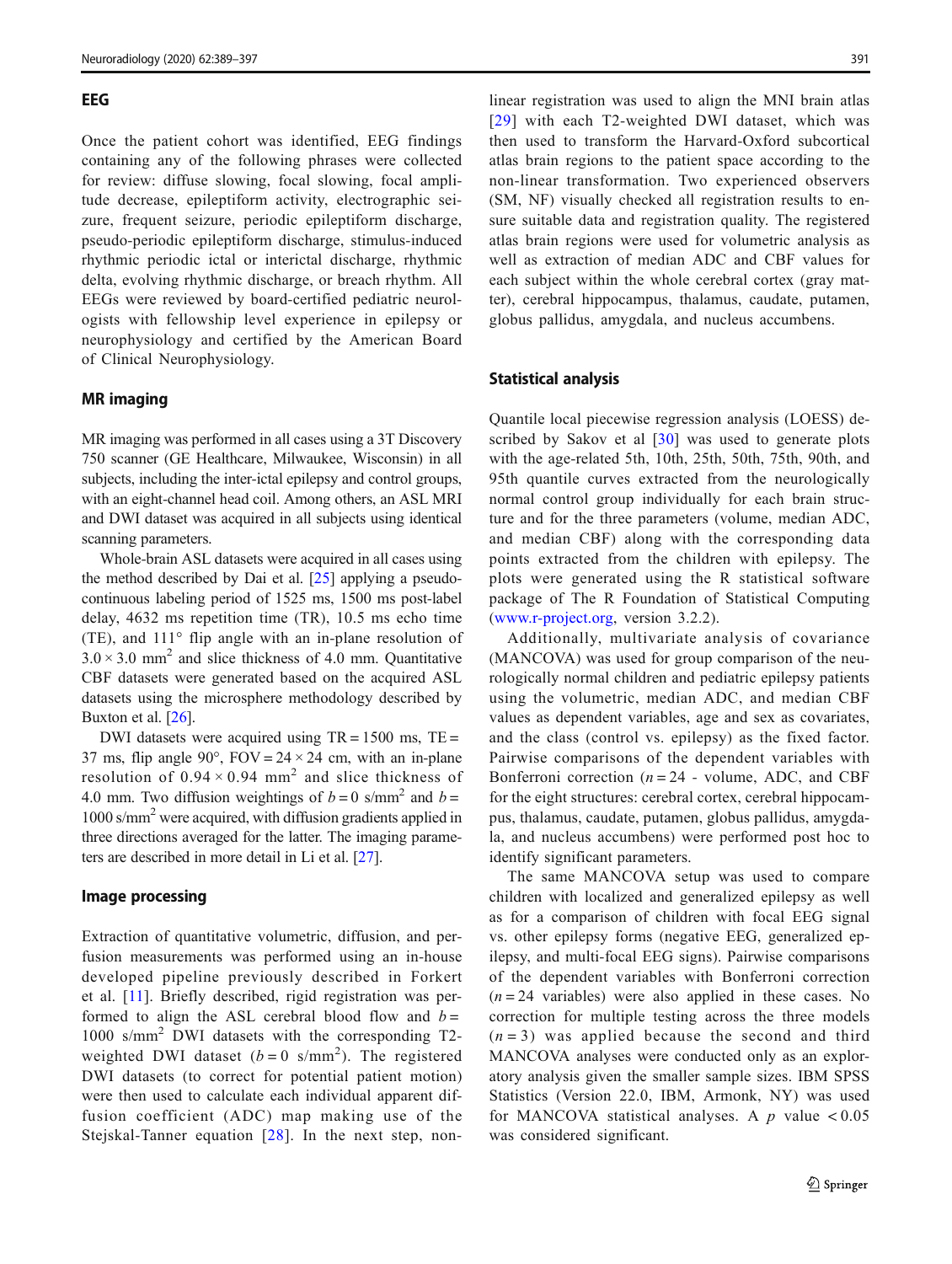### EEG

Once the patient cohort was identified, EEG findings containing any of the following phrases were collected for review: diffuse slowing, focal slowing, focal amplitude decrease, epileptiform activity, electrographic seizure, frequent seizure, periodic epileptiform discharge, pseudo-periodic epileptiform discharge, stimulus-induced rhythmic periodic ictal or interictal discharge, rhythmic delta, evolving rhythmic discharge, or breach rhythm. All EEGs were reviewed by board-certified pediatric neurologists with fellowship level experience in epilepsy or neurophysiology and certified by the American Board of Clinical Neurophysiology.

### MR imaging

MR imaging was performed in all cases using a 3T Discovery 750 scanner (GE Healthcare, Milwaukee, Wisconsin) in all subjects, including the inter-ictal epilepsy and control groups, with an eight-channel head coil. Among others, an ASL MRI and DWI dataset was acquired in all subjects using identical scanning parameters.

Whole-brain ASL datasets were acquired in all cases using the method described by Dai et al. [25] applying a pseudo-continuous labeling period of 1525 ms, 1500 ms post-label delay, 4632 ms repetition time (TR), 10.5 ms echo time (TE), and 111° flip angle with an in-plane resolution of $3.0 \times 3.0$ mm$^2$ and slice thickness of 4.0 mm. Quantitative CBF datasets were generated based on the acquired ASL datasets using the microsphere methodology described by Buxton et al. [26].

DWI datasets were acquired using TR = 1500 ms, TE = 37 ms, flip angle 90°, FOV = $24 \times 24$ cm, with an in-plane resolution of $0.94 \times 0.94$ mm$^2$ and slice thickness of 4.0 mm. Two diffusion weightings of $b = 0$ s/mm$^2$ and $b = 1000$ s/mm$^2$ were acquired, with diffusion gradients applied in three directions averaged for the latter. The imaging parameters are described in more detail in Li et al. [27].

### Image processing

Extraction of quantitative volumetric, diffusion, and perfusion measurements was performed using an in-house developed pipeline previously described in Forkert et al. [11]. Briefly described, rigid registration was performed to align the ASL cerebral blood flow and $b = 1000$ s/mm$^2$ DWI datasets with the corresponding T2-weighted DWI dataset ($b = 0$ s/mm$^2$). The registered DWI datasets (to correct for potential patient motion) were then used to calculate each individual apparent diffusion coefficient (ADC) map making use of the Stejskal-Tanner equation [28]. In the next step, non-linear registration was used to align the MNI brain atlas [29] with each T2-weighted DWI dataset, which was then used to transform the Harvard-Oxford subcortical atlas brain regions to the patient space according to the non-linear transformation. Two experienced observers (SM, NF) visually checked all registration results to ensure suitable data and registration quality. The registered atlas brain regions were used for volumetric analysis as well as extraction of median ADC and CBF values for each subject within the whole cerebral cortex (gray matter), cerebral hippocampus, thalamus, caudate, putamen, globus pallidus, amygdala, and nucleus accumbens.

### Statistical analysis

Quantile local piecewise regression analysis (LOESS) described by Sakov et al [30] was used to generate plots with the age-related 5th, 10th, 25th, 50th, 75th, 90th, and 95th quantile curves extracted from the neurologically normal control group individually for each brain structure and for the three parameters (volume, median ADC, and median CBF) along with the corresponding data points extracted from the children with epilepsy. The plots were generated using the R statistical software package of The R Foundation of Statistical Computing (www.r-project.org, version 3.2.2).

Additionally, multivariate analysis of covariance (MANCOVA) was used for group comparison of the neurologically normal children and pediatric epilepsy patients using the volumetric, median ADC, and median CBF values as dependent variables, age and sex as covariates, and the class (control vs. epilepsy) as the fixed factor. Pairwise comparisons of the dependent variables with Bonferroni correction ($n = 24$ - volume, ADC, and CBF for the eight structures: cerebral cortex, cerebral hippocampus, thalamus, caudate, putamen, globus pallidus, amygdala, and nucleus accumbens) were performed post hoc to identify significant parameters.

The same MANCOVA setup was used to compare children with localized and generalized epilepsy as well as for a comparison of children with focal EEG signal vs. other epilepsy forms (negative EEG, generalized epilepsy, and multi-focal EEG signs). Pairwise comparisons of the dependent variables with Bonferroni correction ($n = 24$ variables) were also applied in these cases. No correction for multiple testing across the three models ($n = 3$) was applied because the second and third MANCOVA analyses were conducted only as an exploratory analysis given the smaller sample sizes. IBM SPSS Statistics (Version 22.0, IBM, Armonk, NY) was used for MANCOVA statistical analyses. A $p$ value $< 0.05$ was considered significant.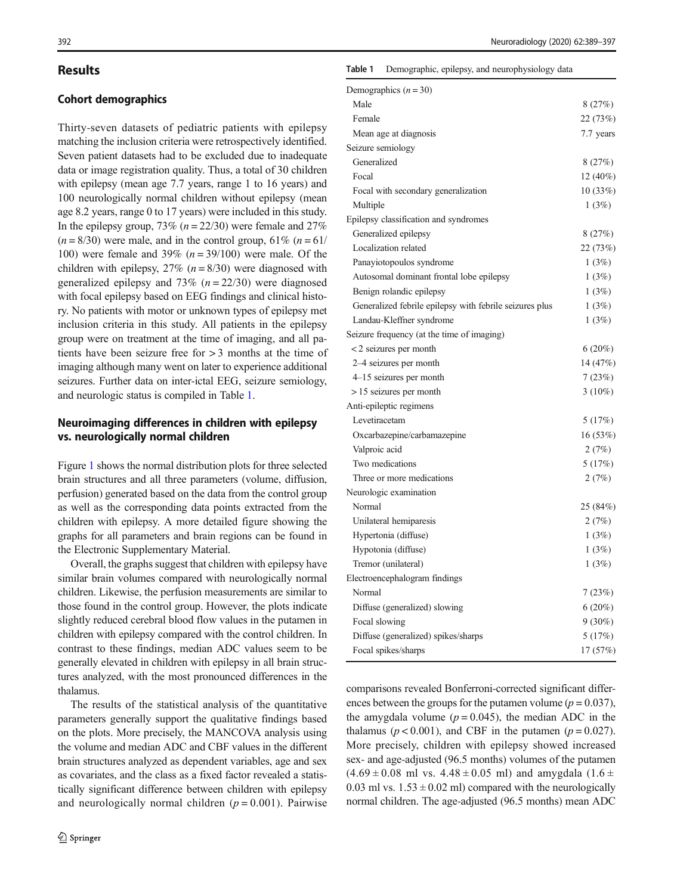## Results

### Cohort demographics

Thirty-seven datasets of pediatric patients with epilepsy matching the inclusion criteria were retrospectively identified. Seven patient datasets had to be excluded due to inadequate data or image registration quality. Thus, a total of 30 children with epilepsy (mean age 7.7 years, range 1 to 16 years) and 100 neurologically normal children without epilepsy (mean age 8.2 years, range 0 to 17 years) were included in this study. In the epilepsy group, 73% ($n = 22/30$) were female and 27% ($n = 8/30$) were male, and in the control group, 61% ($n = 61/100$) were female and 39% ($n = 39/100$) were male. Of the children with epilepsy, 27% ($n = 8/30$) were diagnosed with generalized epilepsy and 73% ($n = 22/30$) were diagnosed with focal epilepsy based on EEG findings and clinical history. No patients with motor or unknown types of epilepsy met inclusion criteria in this study. All patients in the epilepsy group were on treatment at the time of imaging, and all patients have been seizure free for > 3 months at the time of imaging although many went on later to experience additional seizures. Further data on inter-ictal EEG, seizure semiology, and neurologic status is compiled in Table 1.

**Table 1** Demographic, epilepsy, and neurophysiology data

| | |
|---|---|
| Demographics ($n = 30$) | |
| Male | 8 (27%) |
| Female | 22 (73%) |
| Mean age at diagnosis | 7.7 years |
| Seizure semiology | |
| Generalized | 8 (27%) |
| Focal | 12 (40%) |
| Focal with secondary generalization | 10 (33%) |
| Multiple | 1 (3%) |
| Epilepsy classification and syndromes | |
| Generalized epilepsy | 8 (27%) |
| Localization related | 22 (73%) |
| Panayiotopoulos syndrome | 1 (3%) |
| Autosomal dominant frontal lobe epilepsy | 1 (3%) |
| Benign rolandic epilepsy | 1 (3%) |
| Generalized febrile epilepsy with febrile seizures plus | 1 (3%) |
| Landau-Kleffner syndrome | 1 (3%) |
| Seizure frequency (at the time of imaging) | |
| < 2 seizures per month | 6 (20%) |
| 2–4 seizures per month | 14 (47%) |
| 4–15 seizures per month | 7 (23%) |
| > 15 seizures per month | 3 (10%) |
| Anti-epileptic regimens | |
| Levetiracetam | 5 (17%) |
| Oxcarbazepine/carbamazepine | 16 (53%) |
| Valproic acid | 2 (7%) |
| Two medications | 5 (17%) |
| Three or more medications | 2 (7%) |
| Neurologic examination | |
| Normal | 25 (84%) |
| Unilateral hemiparesis | 2 (7%) |
| Hypertonia (diffuse) | 1 (3%) |
| Hypotonia (diffuse) | 1 (3%) |
| Tremor (unilateral) | 1 (3%) |
| Electroencephalogram findings | |
| Normal | 7 (23%) |
| Diffuse (generalized) slowing | 6 (20%) |
| Focal slowing | 9 (30%) |
| Diffuse (generalized) spikes/sharps | 5 (17%) |
| Focal spikes/sharps | 17 (57%) |

### Neuroimaging differences in children with epilepsy vs. neurologically normal children

Figure 1 shows the normal distribution plots for three selected brain structures and all three parameters (volume, diffusion, perfusion) generated based on the data from the control group as well as the corresponding data points extracted from the children with epilepsy. A more detailed figure showing the graphs for all parameters and brain regions can be found in the Electronic Supplementary Material.

Overall, the graphs suggest that children with epilepsy have similar brain volumes compared with neurologically normal children. Likewise, the perfusion measurements are similar to those found in the control group. However, the plots indicate slightly reduced cerebral blood flow values in the putamen in children with epilepsy compared with the control children. In contrast to these findings, median ADC values seem to be generally elevated in children with epilepsy in all brain structures analyzed, with the most pronounced differences in the thalamus.

The results of the statistical analysis of the quantitative parameters generally support the qualitative findings based on the plots. More precisely, the MANCOVA analysis using the volume and median ADC and CBF values in the different brain structures analyzed as dependent variables, age and sex as covariates, and the class as a fixed factor revealed a statistically significant difference between children with epilepsy and neurologically normal children ($p = 0.001$). Pairwise comparisons revealed Bonferroni-corrected significant differences between the groups for the putamen volume ($p = 0.037$), the amygdala volume ($p = 0.045$), the median ADC in the thalamus ($p < 0.001$), and CBF in the putamen ($p = 0.027$). More precisely, children with epilepsy showed increased sex- and age-adjusted (96.5 months) volumes of the putamen ($4.69 \pm 0.08$ ml vs. $4.48 \pm 0.05$ ml) and amygdala ($1.6 \pm 0.03$ ml vs. $1.53 \pm 0.02$ ml) compared with the neurologically normal children. The age-adjusted (96.5 months) mean ADC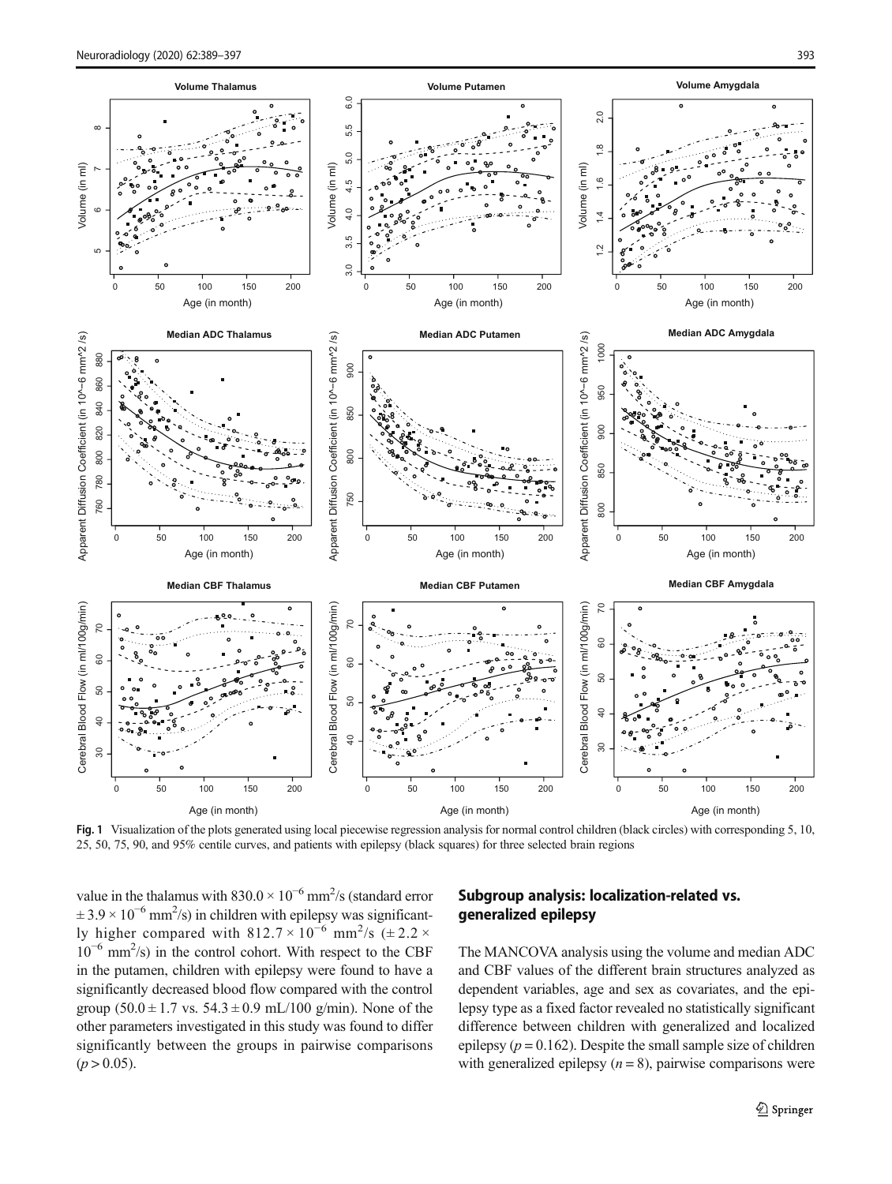Fig. 1 Visualization of the plots generated using local piecewise regression analysis for normal control children (black circles) with corresponding 5, 10, 25, 50, 75, 90, and 95% centile curves, and patients with epilepsy (black squares) for three selected brain regions

value in the thalamus with $830.0 \times 10^{-6}$ mm$^2$/s (standard error $\pm 3.9 \times 10^{-6}$ mm$^2$/s) in children with epilepsy was significantly higher compared with $812.7 \times 10^{-6}$ mm$^2$/s ($\pm 2.2 \times 10^{-6}$ mm$^2$/s) in the control cohort. With respect to the CBF in the putamen, children with epilepsy were found to have a significantly decreased blood flow compared with the control group ($50.0 \pm 1.7$ vs. $54.3 \pm 0.9$ mL/100 g/min). None of the other parameters investigated in this study was found to differ significantly between the groups in pairwise comparisons ($p > 0.05$).

## Subgroup analysis: localization-related vs. generalized epilepsy

The MANCOVA analysis using the volume and median ADC and CBF values of the different brain structures analyzed as dependent variables, age and sex as covariates, and the epilepsy type as a fixed factor revealed no statistically significant difference between children with generalized and localized epilepsy ($p = 0.162$). Despite the small sample size of children with generalized epilepsy ($n = 8$), pairwise comparisons were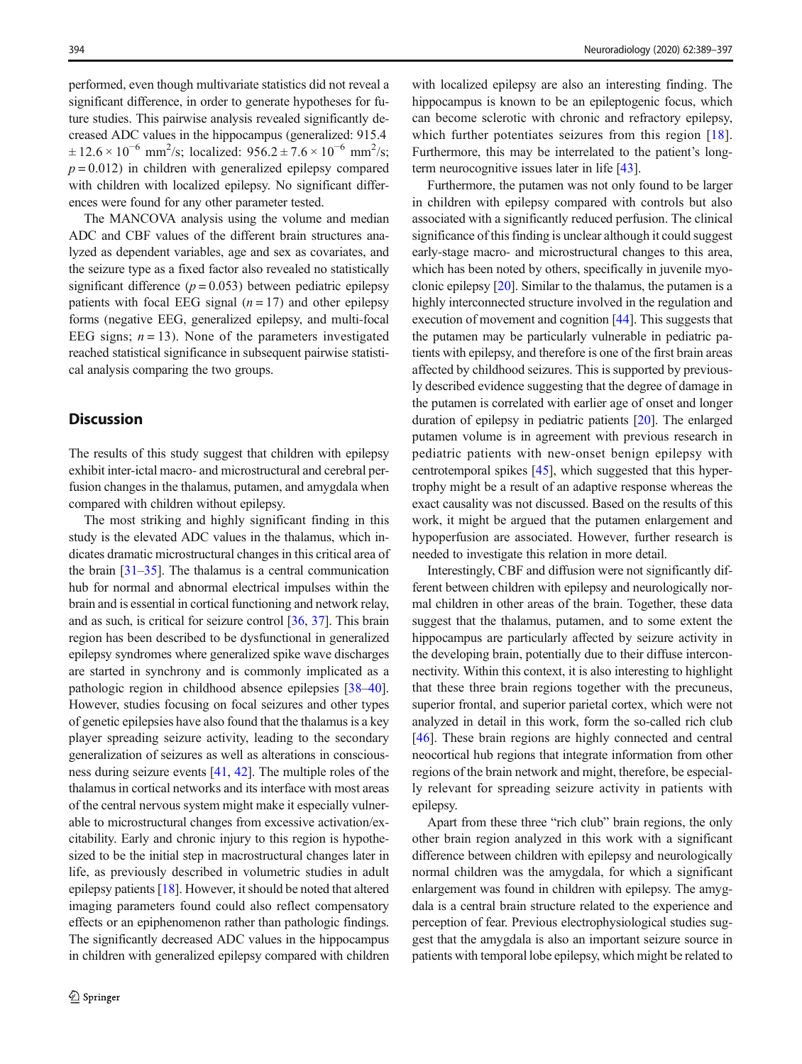performed, even though multivariate statistics did not reveal a significant difference, in order to generate hypotheses for future studies. This pairwise analysis revealed significantly decreased ADC values in the hippocampus (generalized: $915.4 \pm 12.6 \times 10^{-6}$ mm$^2$/s; localized: $956.2 \pm 7.6 \times 10^{-6}$ mm$^2$/s; $p = 0.012$) in children with generalized epilepsy compared with children with localized epilepsy. No significant differences were found for any other parameter tested.

The MANCOVA analysis using the volume and median ADC and CBF values of the different brain structures analyzed as dependent variables, age and sex as covariates, and the seizure type as a fixed factor also revealed no statistically significant difference ($p = 0.053$) between pediatric epilepsy patients with focal EEG signal ($n = 17$) and other epilepsy forms (negative EEG, generalized epilepsy, and multi-focal EEG signs; $n = 13$). None of the parameters investigated reached statistical significance in subsequent pairwise statistical analysis comparing the two groups.

## Discussion

The results of this study suggest that children with epilepsy exhibit inter-ictal macro- and microstructural and cerebral perfusion changes in the thalamus, putamen, and amygdala when compared with children without epilepsy.

The most striking and highly significant finding in this study is the elevated ADC values in the thalamus, which indicates dramatic microstructural changes in this critical area of the brain [31–35]. The thalamus is a central communication hub for normal and abnormal electrical impulses within the brain and is essential in cortical functioning and network relay, and as such, is critical for seizure control [36, 37]. This brain region has been described to be dysfunctional in generalized epilepsy syndromes where generalized spike wave discharges are started in synchrony and is commonly implicated as a pathologic region in childhood absence epilepsies [38–40]. However, studies focusing on focal seizures and other types of genetic epilepsies have also found that the thalamus is a key player spreading seizure activity, leading to the secondary generalization of seizures as well as alterations in consciousness during seizure events [41, 42]. The multiple roles of the thalamus in cortical networks and its interface with most areas of the central nervous system might make it especially vulnerable to microstructural changes from excessive activation/excitability. Early and chronic injury to this region is hypothesized to be the initial step in macrostructural changes later in life, as previously described in volumetric studies in adult epilepsy patients [18]. However, it should be noted that altered imaging parameters found could also reflect compensatory effects or an epiphenomenon rather than pathologic findings. The significantly decreased ADC values in the hippocampus in children with generalized epilepsy compared with children with localized epilepsy are also an interesting finding. The hippocampus is known to be an epileptogenic focus, which can become sclerotic with chronic and refractory epilepsy, which further potentiates seizures from this region [18]. Furthermore, this may be interrelated to the patient's long-term neurocognitive issues later in life [43].

Furthermore, the putamen was not only found to be larger in children with epilepsy compared with controls but also associated with a significantly reduced perfusion. The clinical significance of this finding is unclear although it could suggest early-stage macro- and microstructural changes to this area, which has been noted by others, specifically in juvenile myoclonic epilepsy [20]. Similar to the thalamus, the putamen is a highly interconnected structure involved in the regulation and execution of movement and cognition [44]. This suggests that the putamen may be particularly vulnerable in pediatric patients with epilepsy, and therefore is one of the first brain areas affected by childhood seizures. This is supported by previously described evidence suggesting that the degree of damage in the putamen is correlated with earlier age of onset and longer duration of epilepsy in pediatric patients [20]. The enlarged putamen volume is in agreement with previous research in pediatric patients with new-onset benign epilepsy with centrotemporal spikes [45], which suggested that this hypertrophy might be a result of an adaptive response whereas the exact causality was not discussed. Based on the results of this work, it might be argued that the putamen enlargement and hypoperfusion are associated. However, further research is needed to investigate this relation in more detail.

Interestingly, CBF and diffusion were not significantly different between children with epilepsy and neurologically normal children in other areas of the brain. Together, these data suggest that the thalamus, putamen, and to some extent the hippocampus are particularly affected by seizure activity in the developing brain, potentially due to their diffuse interconnectivity. Within this context, it is also interesting to highlight that these three brain regions together with the precuneus, superior frontal, and superior parietal cortex, which were not analyzed in detail in this work, form the so-called rich club [46]. These brain regions are highly connected and central neocortical hub regions that integrate information from other regions of the brain network and might, therefore, be especially relevant for spreading seizure activity in patients with epilepsy.

Apart from these three "rich club" brain regions, the only other brain region analyzed in this work with a significant difference between children with epilepsy and neurologically normal children was the amygdala, for which a significant enlargement was found in children with epilepsy. The amygdala is a central brain structure related to the experience and perception of fear. Previous electrophysiological studies suggest that the amygdala is also an important seizure source in patients with temporal lobe epilepsy, which might be related to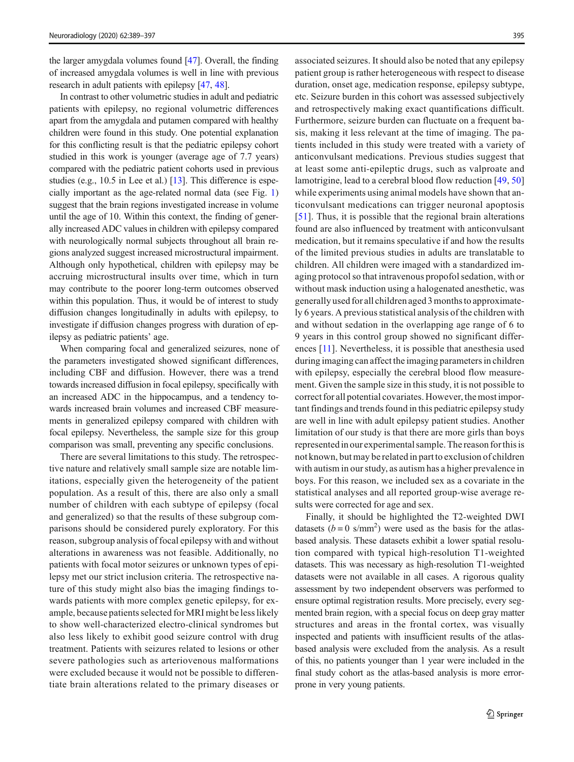the larger amygdala volumes found [47]. Overall, the finding of increased amygdala volumes is well in line with previous research in adult patients with epilepsy [47, 48].

In contrast to other volumetric studies in adult and pediatric patients with epilepsy, no regional volumetric differences apart from the amygdala and putamen compared with healthy children were found in this study. One potential explanation for this conflicting result is that the pediatric epilepsy cohort studied in this work is younger (average age of 7.7 years) compared with the pediatric patient cohorts used in previous studies (e.g., 10.5 in Lee et al.) [13]. This difference is especially important as the age-related normal data (see Fig. 1) suggest that the brain regions investigated increase in volume until the age of 10. Within this context, the finding of generally increased ADC values in children with epilepsy compared with neurologically normal subjects throughout all brain regions analyzed suggest increased microstructural impairment. Although only hypothetical, children with epilepsy may be accruing microstructural insults over time, which in turn may contribute to the poorer long-term outcomes observed within this population. Thus, it would be of interest to study diffusion changes longitudinally in adults with epilepsy, to investigate if diffusion changes progress with duration of epilepsy as pediatric patients' age.

When comparing focal and generalized seizures, none of the parameters investigated showed significant differences, including CBF and diffusion. However, there was a trend towards increased diffusion in focal epilepsy, specifically with an increased ADC in the hippocampus, and a tendency towards increased brain volumes and increased CBF measurements in generalized epilepsy compared with children with focal epilepsy. Nevertheless, the sample size for this group comparison was small, preventing any specific conclusions.

There are several limitations to this study. The retrospective nature and relatively small sample size are notable limitations, especially given the heterogeneity of the patient population. As a result of this, there are also only a small number of children with each subtype of epilepsy (focal and generalized) so that the results of these subgroup comparisons should be considered purely exploratory. For this reason, subgroup analysis of focal epilepsy with and without alterations in awareness was not feasible. Additionally, no patients with focal motor seizures or unknown types of epilepsy met our strict inclusion criteria. The retrospective nature of this study might also bias the imaging findings towards patients with more complex genetic epilepsy, for example, because patients selected for MRI might be less likely to show well-characterized electro-clinical syndromes but also less likely to exhibit good seizure control with drug treatment. Patients with seizures related to lesions or other severe pathologies such as arteriovenous malformations were excluded because it would not be possible to differentiate brain alterations related to the primary diseases or associated seizures. It should also be noted that any epilepsy patient group is rather heterogeneous with respect to disease duration, onset age, medication response, epilepsy subtype, etc. Seizure burden in this cohort was assessed subjectively and retrospectively making exact quantifications difficult. Furthermore, seizure burden can fluctuate on a frequent basis, making it less relevant at the time of imaging. The patients included in this study were treated with a variety of anticonvulsant medications. Previous studies suggest that at least some anti-epileptic drugs, such as valproate and lamotrigine, lead to a cerebral blood flow reduction [49, 50] while experiments using animal models have shown that anticonvulsant medications can trigger neuronal apoptosis [51]. Thus, it is possible that the regional brain alterations found are also influenced by treatment with anticonvulsant medication, but it remains speculative if and how the results of the limited previous studies in adults are translatable to children. All children were imaged with a standardized imaging protocol so that intravenous propofol sedation, with or without mask induction using a halogenated anesthetic, was generally used for all children aged 3 months to approximately 6 years. A previous statistical analysis of the children with and without sedation in the overlapping age range of 6 to 9 years in this control group showed no significant differences [11]. Nevertheless, it is possible that anesthesia used during imaging can affect the imaging parameters in children with epilepsy, especially the cerebral blood flow measurement. Given the sample size in this study, it is not possible to correct for all potential covariates. However, the most important findings and trends found in this pediatric epilepsy study are well in line with adult epilepsy patient studies. Another limitation of our study is that there are more girls than boys represented in our experimental sample. The reason for this is not known, but may be related in part to exclusion of children with autism in our study, as autism has a higher prevalence in boys. For this reason, we included sex as a covariate in the statistical analyses and all reported group-wise average results were corrected for age and sex.

Finally, it should be highlighted that the T2-weighted DWI datasets ($b = 0$ s/mm$^2$) were used as the basis for the atlas-based analysis. These datasets exhibit a lower spatial resolution compared with typical high-resolution T1-weighted datasets. This was necessary as high-resolution T1-weighted datasets were not available in all cases. A rigorous quality assessment by two independent observers was performed to ensure optimal registration results. More precisely, every segmented brain region, with a special focus on deep gray matter structures and areas in the frontal cortex, was visually inspected and patients with insufficient results of the atlas-based analysis were excluded from the analysis. As a result of this, no patients younger than 1 year were included in the final study cohort as the atlas-based analysis is more error-prone in very young patients.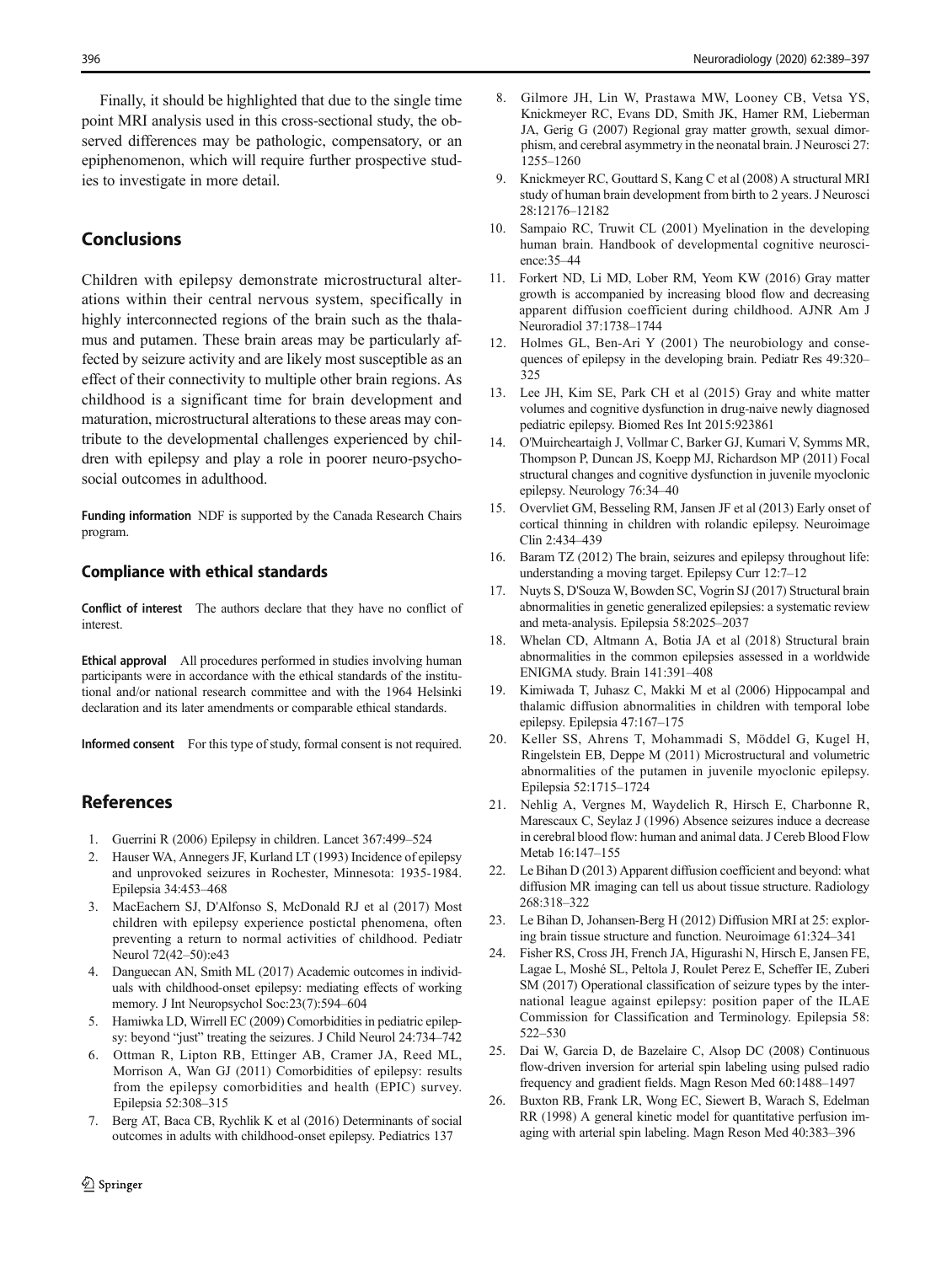Finally, it should be highlighted that due to the single time point MRI analysis used in this cross-sectional study, the observed differences may be pathologic, compensatory, or an epiphenomenon, which will require further prospective studies to investigate in more detail.

## Conclusions

Children with epilepsy demonstrate microstructural alterations within their central nervous system, specifically in highly interconnected regions of the brain such as the thalamus and putamen. These brain areas may be particularly affected by seizure activity and are likely most susceptible as an effect of their connectivity to multiple other brain regions. As childhood is a significant time for brain development and maturation, microstructural alterations to these areas may contribute to the developmental challenges experienced by children with epilepsy and play a role in poorer neuro-psychosocial outcomes in adulthood.

**Funding information** NDF is supported by the Canada Research Chairs program.

### Compliance with ethical standards

**Conflict of interest** The authors declare that they have no conflict of interest.

**Ethical approval** All procedures performed in studies involving human participants were in accordance with the ethical standards of the institutional and/or national research committee and with the 1964 Helsinki declaration and its later amendments or comparable ethical standards.

**Informed consent** For this type of study, formal consent is not required.

## References

1. Guerrini R (2006) Epilepsy in children. Lancet 367:499–524
2. Hauser WA, Annegers JF, Kurland LT (1993) Incidence of epilepsy and unprovoked seizures in Rochester, Minnesota: 1935-1984. Epilepsia 34:453–468
3. MacEachern SJ, D'Alfonso S, McDonald RJ et al (2017) Most children with epilepsy experience postictal phenomena, often preventing a return to normal activities of childhood. Pediatr Neurol 72(42–50):e43
4. Danguecan AN, Smith ML (2017) Academic outcomes in individuals with childhood-onset epilepsy: mediating effects of working memory. J Int Neuropsychol Soc:23(7):594–604
5. Hamiwka LD, Wirrell EC (2009) Comorbidities in pediatric epilepsy: beyond "just" treating the seizures. J Child Neurol 24:734–742
6. Ottman R, Lipton RB, Ettinger AB, Cramer JA, Reed ML, Morrison A, Wan GJ (2011) Comorbidities of epilepsy: results from the epilepsy comorbidities and health (EPIC) survey. Epilepsia 52:308–315
7. Berg AT, Baca CB, Rychlik K et al (2016) Determinants of social outcomes in adults with childhood-onset epilepsy. Pediatrics 137
8. Gilmore JH, Lin W, Prastawa MW, Looney CB, Vetsa YS, Knickmeyer RC, Evans DD, Smith JK, Hamer RM, Lieberman JA, Gerig G (2007) Regional gray matter growth, sexual dimorphism, and cerebral asymmetry in the neonatal brain. J Neurosci 27: 1255–1260
9. Knickmeyer RC, Gouttard S, Kang C et al (2008) A structural MRI study of human brain development from birth to 2 years. J Neurosci 28:12176–12182
10. Sampaio RC, Truwit CL (2001) Myelination in the developing human brain. Handbook of developmental cognitive neuroscience:35–44
11. Forkert ND, Li MD, Lober RM, Yeom KW (2016) Gray matter growth is accompanied by increasing blood flow and decreasing apparent diffusion coefficient during childhood. AJNR Am J Neuroradiol 37:1738–1744
12. Holmes GL, Ben-Ari Y (2001) The neurobiology and consequences of epilepsy in the developing brain. Pediatr Res 49:320–325
13. Lee JH, Kim SE, Park CH et al (2015) Gray and white matter volumes and cognitive dysfunction in drug-naive newly diagnosed pediatric epilepsy. Biomed Res Int 2015:923861
14. O'Muircheartaigh J, Vollmar C, Barker GJ, Kumari V, Symms MR, Thompson P, Duncan JS, Koepp MJ, Richardson MP (2011) Focal structural changes and cognitive dysfunction in juvenile myoclonic epilepsy. Neurology 76:34–40
15. Overvliet GM, Besseling RM, Jansen JF et al (2013) Early onset of cortical thinning in children with rolandic epilepsy. Neuroimage Clin 2:434–439
16. Baram TZ (2012) The brain, seizures and epilepsy throughout life: understanding a moving target. Epilepsy Curr 12:7–12
17. Nuyts S, D'Souza W, Bowden SC, Vogrin SJ (2017) Structural brain abnormalities in genetic generalized epilepsies: a systematic review and meta-analysis. Epilepsia 58:2025–2037
18. Whelan CD, Altmann A, Botia JA et al (2018) Structural brain abnormalities in the common epilepsies assessed in a worldwide ENIGMA study. Brain 141:391–408
19. Kimiwada T, Juhasz C, Makki M et al (2006) Hippocampal and thalamic diffusion abnormalities in children with temporal lobe epilepsy. Epilepsia 47:167–175
20. Keller SS, Ahrens T, Mohammadi S, Möddel G, Kugel H, Ringelstein EB, Deppe M (2011) Microstructural and volumetric abnormalities of the putamen in juvenile myoclonic epilepsy. Epilepsia 52:1715–1724
21. Nehlig A, Vergnes M, Waydelich R, Hirsch E, Charbonne R, Marescaux C, Seylaz J (1996) Absence seizures induce a decrease in cerebral blood flow: human and animal data. J Cereb Blood Flow Metab 16:147–155
22. Le Bihan D (2013) Apparent diffusion coefficient and beyond: what diffusion MR imaging can tell us about tissue structure. Radiology 268:318–322
23. Le Bihan D, Johansen-Berg H (2012) Diffusion MRI at 25: exploring brain tissue structure and function. Neuroimage 61:324–341
24. Fisher RS, Cross JH, French JA, Higurashi N, Hirsch E, Jansen FE, Lagae L, Moshé SL, Peltola J, Roulet Perez E, Scheffer IE, Zuberi SM (2017) Operational classification of seizure types by the international league against epilepsy: position paper of the ILAE Commission for Classification and Terminology. Epilepsia 58: 522–530
25. Dai W, Garcia D, de Bazelaire C, Alsop DC (2008) Continuous flow-driven inversion for arterial spin labeling using pulsed radio frequency and gradient fields. Magn Reson Med 60:1488–1497
26. Buxton RB, Frank LR, Wong EC, Siewert B, Warach S, Edelman RR (1998) A general kinetic model for quantitative perfusion imaging with arterial spin labeling. Magn Reson Med 40:383–396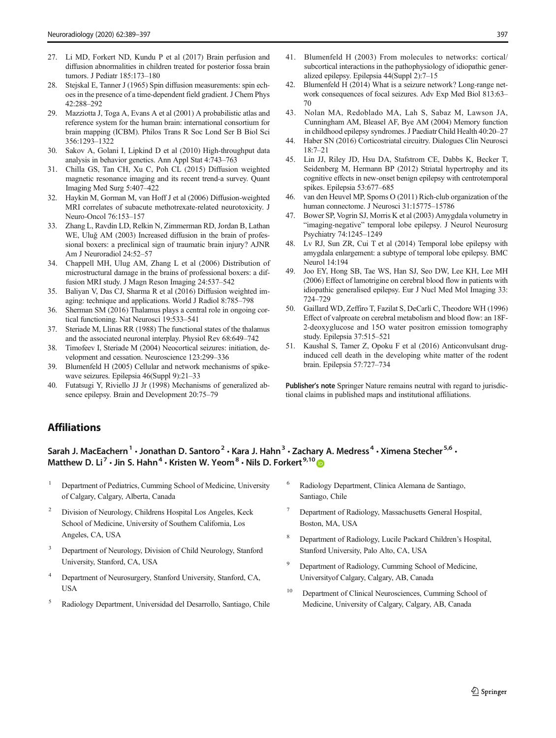27. Li MD, Forkert ND, Kundu P et al (2017) Brain perfusion and diffusion abnormalities in children treated for posterior fossa brain tumors. J Pediatr 185:173–180
28. Stejskal E, Tanner J (1965) Spin diffusion measurements: spin echoes in the presence of a time-dependent field gradient. J Chem Phys 42:288–292
29. Mazziotta J, Toga A, Evans A et al (2001) A probabilistic atlas and reference system for the human brain: international consortium for brain mapping (ICBM). Philos Trans R Soc Lond Ser B Biol Sci 356:1293–1322
30. Sakov A, Golani I, Lipkind D et al (2010) High-throughput data analysis in behavior genetics. Ann Appl Stat 4:743–763
31. Chilla GS, Tan CH, Xu C, Poh CL (2015) Diffusion weighted magnetic resonance imaging and its recent trend-a survey. Quant Imaging Med Surg 5:407–422
32. Haykin M, Gorman M, van Hoff J et al (2006) Diffusion-weighted MRI correlates of subacute methotrexate-related neurotoxicity. J Neuro-Oncol 76:153–157
33. Zhang L, Ravdin LD, Relkin N, Zimmerman RD, Jordan B, Lathan WE, Uluğ AM (2003) Increased diffusion in the brain of professional boxers: a preclinical sign of traumatic brain injury? AJNR Am J Neuroradiol 24:52–57
34. Chappell MH, Ulug AM, Zhang L et al (2006) Distribution of microstructural damage in the brains of professional boxers: a diffusion MRI study. J Magn Reson Imaging 24:537–542
35. Baliyan V, Das CJ, Sharma R et al (2016) Diffusion weighted imaging: technique and applications. World J Radiol 8:785–798
36. Sherman SM (2016) Thalamus plays a central role in ongoing cortical functioning. Nat Neurosci 19:533–541
37. Steriade M, Llinas RR (1988) The functional states of the thalamus and the associated neuronal interplay. Physiol Rev 68:649–742
38. Timofeev I, Steriade M (2004) Neocortical seizures: initiation, development and cessation. Neuroscience 123:299–336
39. Blumenfeld H (2005) Cellular and network mechanisms of spike-wave seizures. Epilepsia 46(Suppl 9):21–33
40. Futatsugi Y, Riviello JJ Jr (1998) Mechanisms of generalized absence epilepsy. Brain and Development 20:75–79
41. Blumenfeld H (2003) From molecules to networks: cortical/subcortical interactions in the pathophysiology of idiopathic generalized epilepsy. Epilepsia 44(Suppl 2):7–15
42. Blumenfeld H (2014) What is a seizure network? Long-range network consequences of focal seizures. Adv Exp Med Biol 813:63–70
43. Nolan MA, Redoblado MA, Lah S, Sabaz M, Lawson JA, Cunningham AM, Bleasel AF, Bye AM (2004) Memory function in childhood epilepsy syndromes. J Paediatr Child Health 40:20–27
44. Haber SN (2016) Corticostriatal circuitry. Dialogues Clin Neurosci 18:7–21
45. Lin JJ, Riley JD, Hsu DA, Stafstrom CE, Dabbs K, Becker T, Seidenberg M, Hermann BP (2012) Striatal hypertrophy and its cognitive effects in new-onset benign epilepsy with centrotemporal spikes. Epilepsia 53:677–685
46. van den Heuvel MP, Sporns O (2011) Rich-club organization of the human connectome. J Neurosci 31:15775–15786
47. Bower SP, Vogrin SJ, Morris K et al (2003) Amygdala volumetry in "imaging-negative" temporal lobe epilepsy. J Neurol Neurosurg Psychiatry 74:1245–1249
48. Lv RJ, Sun ZR, Cui T et al (2014) Temporal lobe epilepsy with amygdala enlargement: a subtype of temporal lobe epilepsy. BMC Neurol 14:194
49. Joo EY, Hong SB, Tae WS, Han SJ, Seo DW, Lee KH, Lee MH (2006) Effect of lamotrigine on cerebral blood flow in patients with idiopathic generalised epilepsy. Eur J Nucl Med Mol Imaging 33:724–729
50. Gaillard WD, Zeffiro T, Fazilat S, DeCarli C, Theodore WH (1996) Effect of valproate on cerebral metabolism and blood flow: an 18F-2-deoxyglucose and 15O water positron emission tomography study. Epilepsia 37:515–521
51. Kaushal S, Tamer Z, Opoku F et al (2016) Anticonvulsant drug-induced cell death in the developing white matter of the rodent brain. Epilepsia 57:727–734

**Publisher's note** Springer Nature remains neutral with regard to jurisdictional claims in published maps and institutional affiliations.

## Affiliations

**Sarah J. MacEachern[1] · Jonathan D. Santoro[2] · Kara J. Hahn[3] · Zachary A. Medress[4] · Ximena Stecher[5,6] · Matthew D. Li[7] · Jin S. Hahn[4] · Kristen W. Yeom[8] · Nils D. Forkert[9,10]**

1. Department of Pediatrics, Cumming School of Medicine, University of Calgary, Calgary, Alberta, Canada
2. Division of Neurology, Childrens Hospital Los Angeles, Keck School of Medicine, University of Southern California, Los Angeles, CA, USA
3. Department of Neurology, Division of Child Neurology, Stanford University, Stanford, CA, USA
4. Department of Neurosurgery, Stanford University, Stanford, CA, USA
5. Radiology Department, Universidad del Desarrollo, Santiago, Chile
6. Radiology Department, Clinica Alemana de Santiago, Santiago, Chile
7. Department of Radiology, Massachusetts General Hospital, Boston, MA, USA
8. Department of Radiology, Lucile Packard Children's Hospital, Stanford University, Palo Alto, CA, USA
9. Department of Radiology, Cumming School of Medicine, Universityof Calgary, Calgary, AB, Canada
10. Department of Clinical Neurosciences, Cumming School of Medicine, University of Calgary, Calgary, AB, Canada